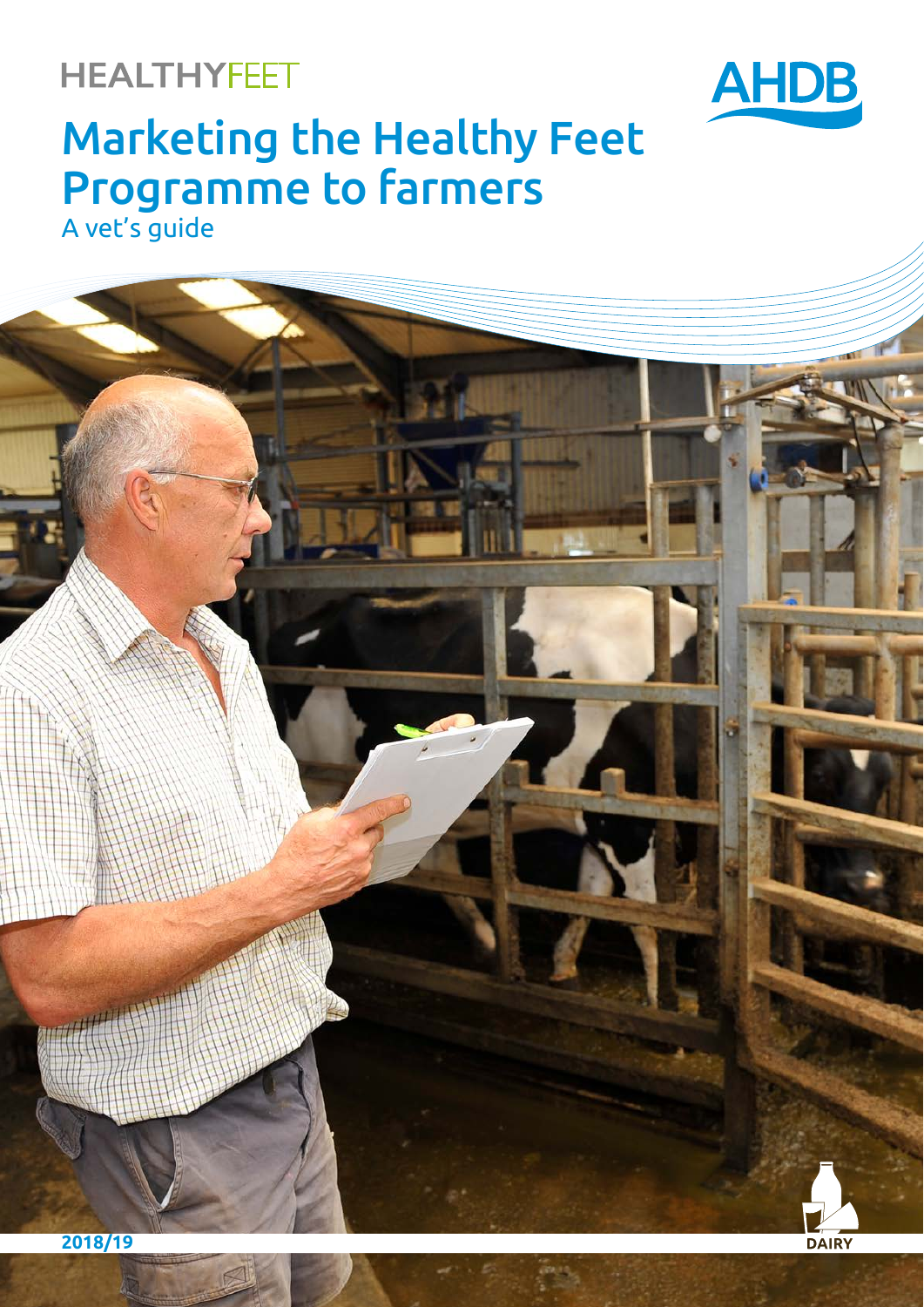HEALTHYFEET

AHDB

# Marketing the Healthy Feet Programme to farmers

A vet's guide

2018/19

DAIRY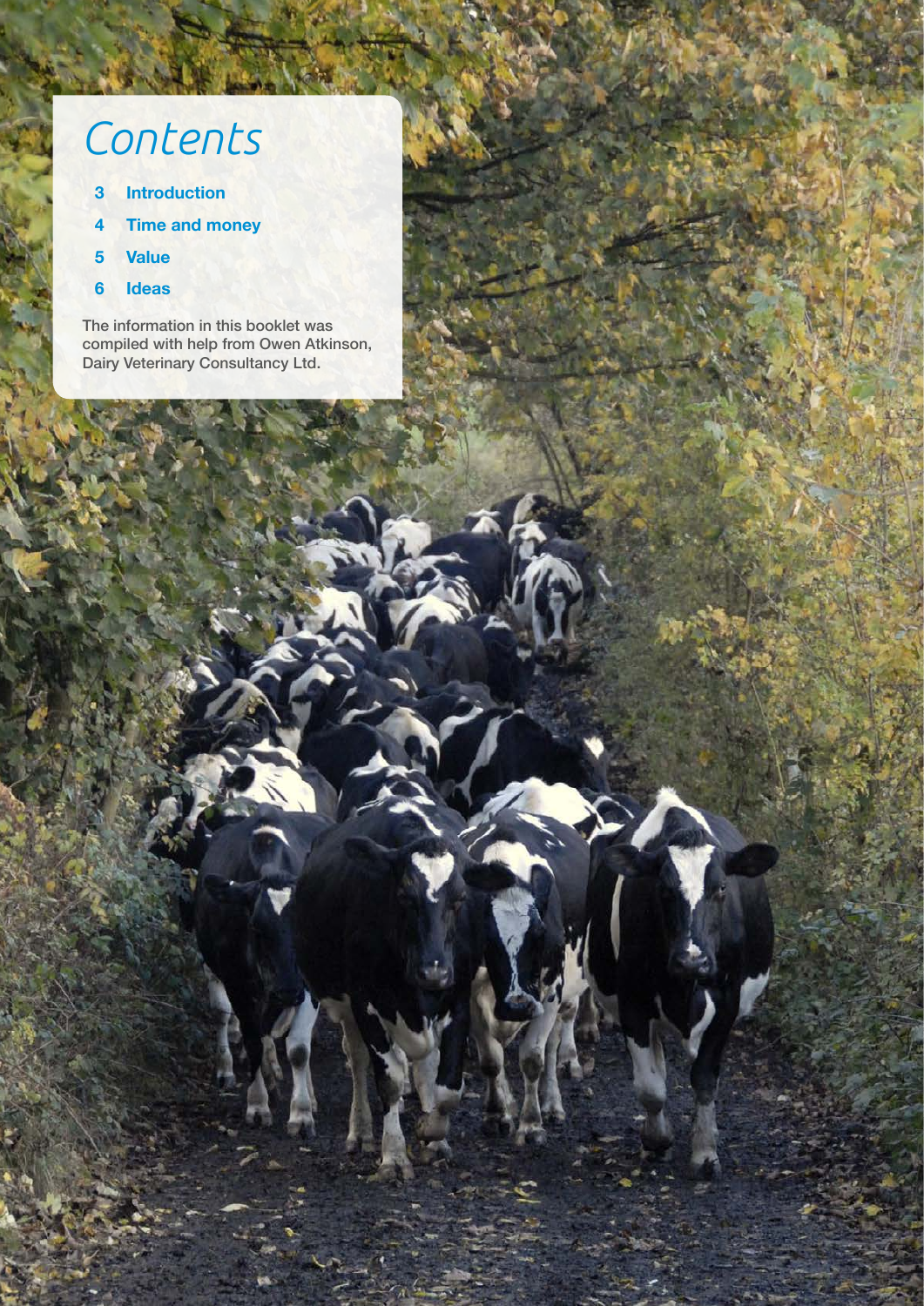# Contents

- 3 **Introduction**
- 4 **Time and money**
- 5 **Value**
- 6 **Ideas**

The information in this booklet was compiled with help from Owen Atkinson, Dairy Veterinary Consultancy Ltd.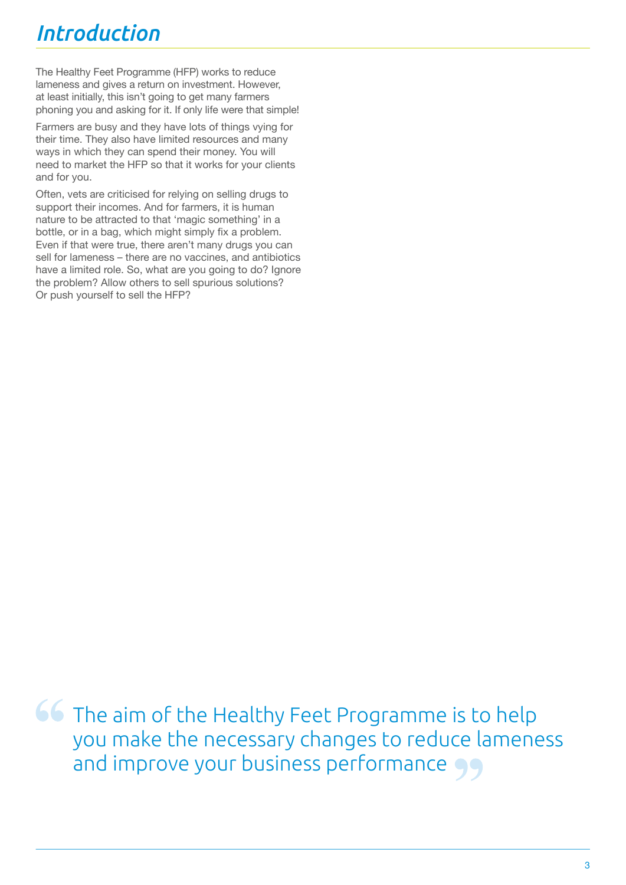# *Introduction*

The Healthy Feet Programme (HFP) works to reduce lameness and gives a return on investment. However, at least initially, this isn't going to get many farmers phoning you and asking for it. If only life were that simple!

Farmers are busy and they have lots of things vying for their time. They also have limited resources and many ways in which they can spend their money. You will need to market the HFP so that it works for your clients and for you.

Often, vets are criticised for relying on selling drugs to support their incomes. And for farmers, it is human nature to be attracted to that 'magic something' in a bottle, or in a bag, which might simply fix a problem. Even if that were true, there aren't many drugs you can sell for lameness – there are no vaccines, and antibiotics have a limited role. So, what are you going to do? Ignore the problem? Allow others to sell spurious solutions? Or push yourself to sell the HFP?

> "The aim of the Healthy Feet Programme is to help you make the necessary changes to reduce lameness and improve your business performance"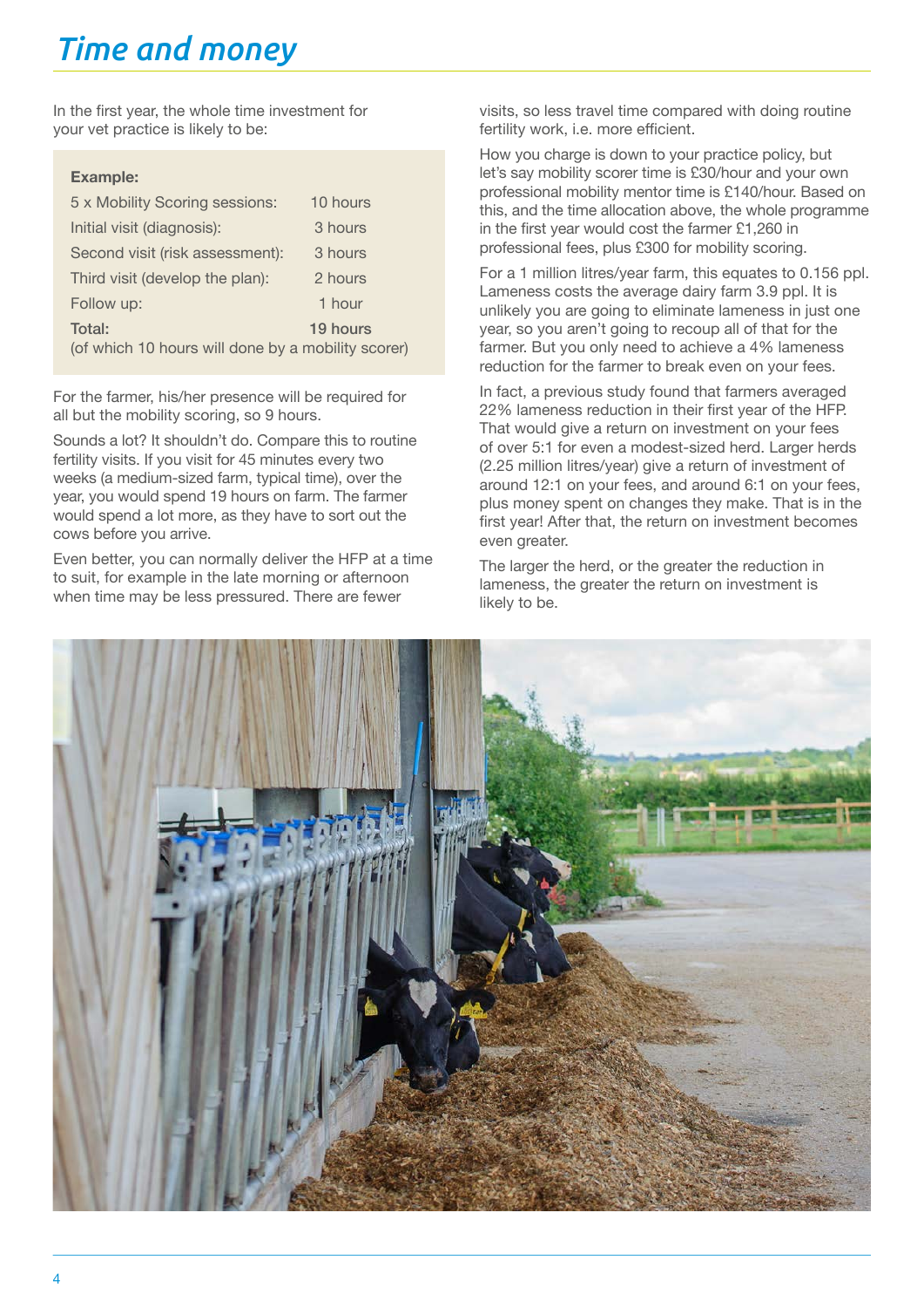# *Time and money*

In the first year, the whole time investment for your vet practice is likely to be:

| **Example:** | |
|---|---|
| 5 x Mobility Scoring sessions: | 10 hours |
| Initial visit (diagnosis): | 3 hours |
| Second visit (risk assessment): | 3 hours |
| Third visit (develop the plan): | 2 hours |
| Follow up: | 1 hour |
| **Total:** | **19 hours** |

(of which 10 hours will done by a mobility scorer)

For the farmer, his/her presence will be required for all but the mobility scoring, so 9 hours.

Sounds a lot? It shouldn't do. Compare this to routine fertility visits. If you visit for 45 minutes every two weeks (a medium-sized farm, typical time), over the year, you would spend 19 hours on farm. The farmer would spend a lot more, as they have to sort out the cows before you arrive.

Even better, you can normally deliver the HFP at a time to suit, for example in the late morning or afternoon when time may be less pressured. There are fewer visits, so less travel time compared with doing routine fertility work, i.e. more efficient.

How you charge is down to your practice policy, but let's say mobility scorer time is £30/hour and your own professional mobility mentor time is £140/hour. Based on this, and the time allocation above, the whole programme in the first year would cost the farmer £1,260 in professional fees, plus £300 for mobility scoring.

For a 1 million litres/year farm, this equates to 0.156 ppl. Lameness costs the average dairy farm 3.9 ppl. It is unlikely you are going to eliminate lameness in just one year, so you aren't going to recoup all of that for the farmer. But you only need to achieve a 4% lameness reduction for the farmer to break even on your fees.

In fact, a previous study found that farmers averaged 22% lameness reduction in their first year of the HFP. That would give a return on investment on your fees of over 5:1 for even a modest-sized herd. Larger herds (2.25 million litres/year) give a return of investment of around 12:1 on your fees, and around 6:1 on your fees, plus money spent on changes they make. That is in the first year! After that, the return on investment becomes even greater.

The larger the herd, or the greater the reduction in lameness, the greater the return on investment is likely to be.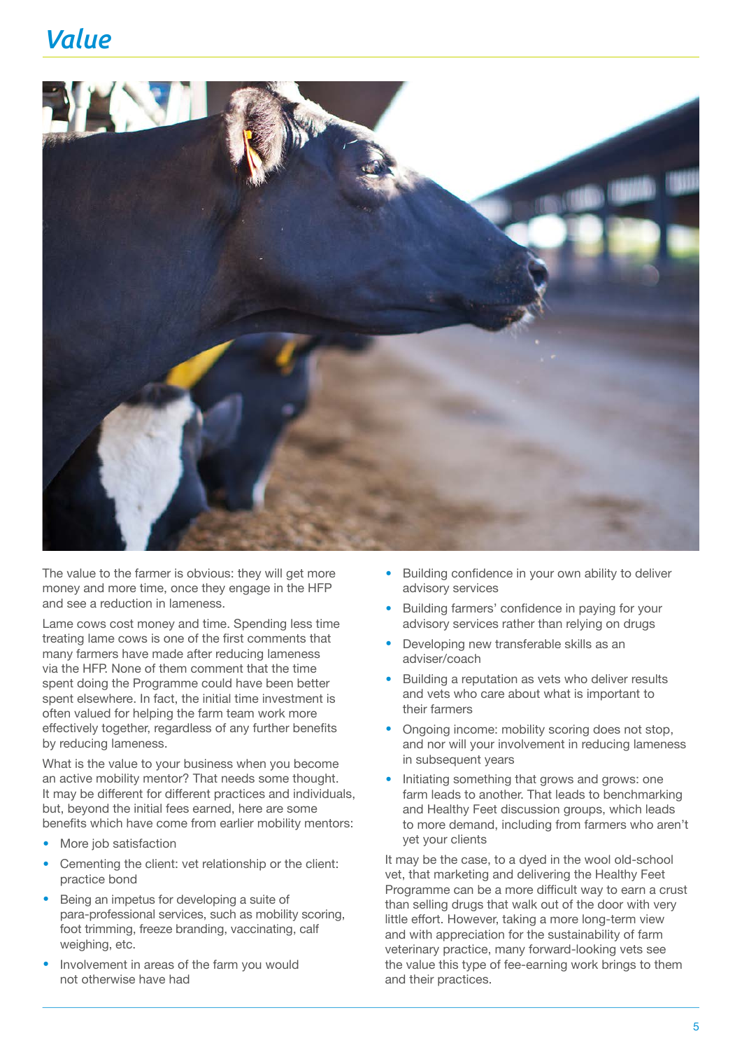# Value

The value to the farmer is obvious: they will get more money and more time, once they engage in the HFP and see a reduction in lameness.

Lame cows cost money and time. Spending less time treating lame cows is one of the first comments that many farmers have made after reducing lameness via the HFP. None of them comment that the time spent doing the Programme could have been better spent elsewhere. In fact, the initial time investment is often valued for helping the farm team work more effectively together, regardless of any further benefits by reducing lameness.

What is the value to your business when you become an active mobility mentor? That needs some thought. It may be different for different practices and individuals, but, beyond the initial fees earned, here are some benefits which have come from earlier mobility mentors:

- More job satisfaction
- Cementing the client: vet relationship or the client: practice bond
- Being an impetus for developing a suite of para-professional services, such as mobility scoring, foot trimming, freeze branding, vaccinating, calf weighing, etc.
- Involvement in areas of the farm you would not otherwise have had
- Building confidence in your own ability to deliver advisory services
- Building farmers' confidence in paying for your advisory services rather than relying on drugs
- Developing new transferable skills as an adviser/coach
- Building a reputation as vets who deliver results and vets who care about what is important to their farmers
- Ongoing income: mobility scoring does not stop, and nor will your involvement in reducing lameness in subsequent years
- Initiating something that grows and grows: one farm leads to another. That leads to benchmarking and Healthy Feet discussion groups, which leads to more demand, including from farmers who aren't yet your clients

It may be the case, to a dyed in the wool old-school vet, that marketing and delivering the Healthy Feet Programme can be a more difficult way to earn a crust than selling drugs that walk out of the door with very little effort. However, taking a more long-term view and with appreciation for the sustainability of farm veterinary practice, many forward-looking vets see the value this type of fee-earning work brings to them and their practices.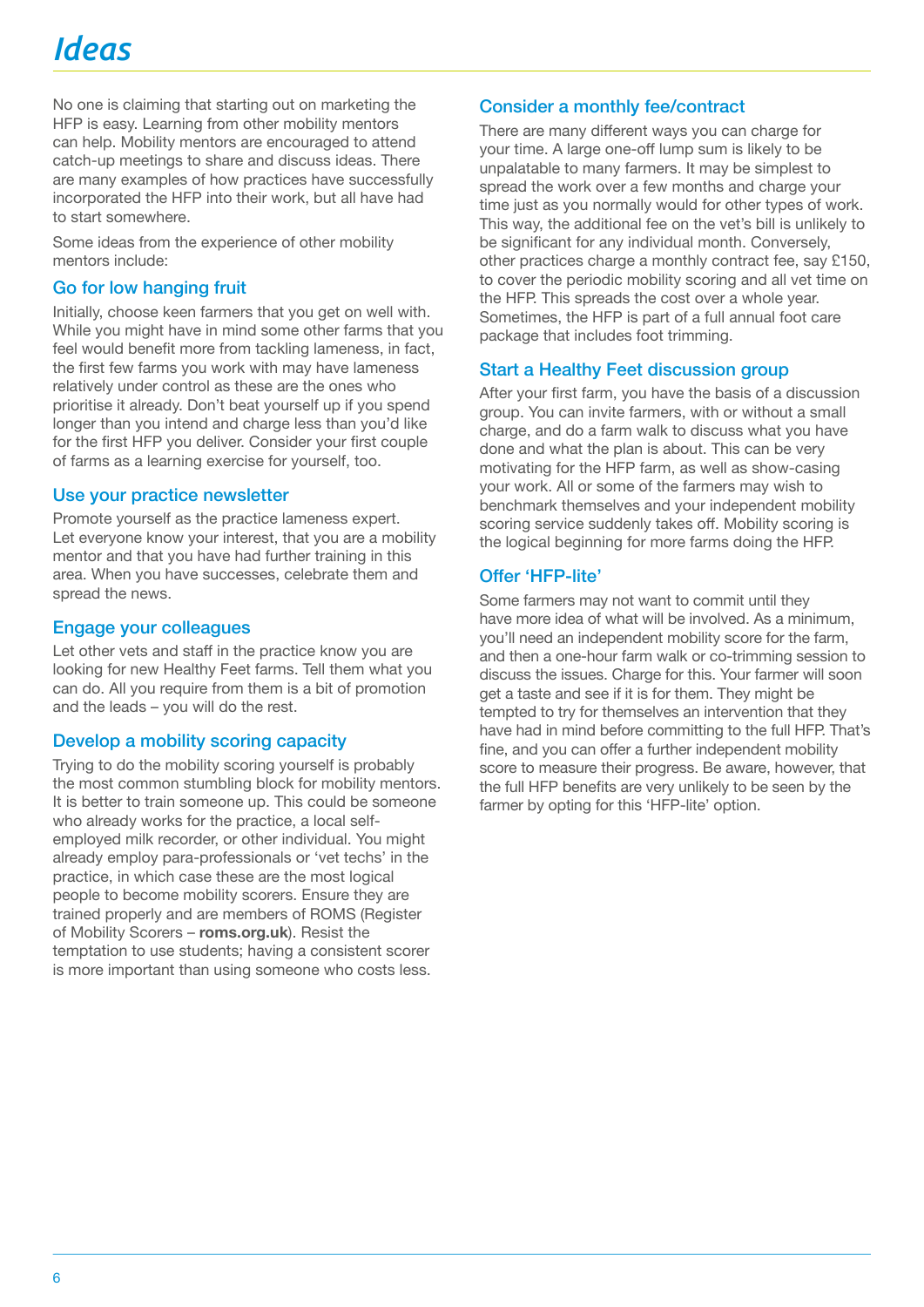# Ideas

No one is claiming that starting out on marketing the HFP is easy. Learning from other mobility mentors can help. Mobility mentors are encouraged to attend catch-up meetings to share and discuss ideas. There are many examples of how practices have successfully incorporated the HFP into their work, but all have had to start somewhere.

Some ideas from the experience of other mobility mentors include:

## Go for low hanging fruit

Initially, choose keen farmers that you get on well with. While you might have in mind some other farms that you feel would benefit more from tackling lameness, in fact, the first few farms you work with may have lameness relatively under control as these are the ones who prioritise it already. Don't beat yourself up if you spend longer than you intend and charge less than you'd like for the first HFP you deliver. Consider your first couple of farms as a learning exercise for yourself, too.

## Use your practice newsletter

Promote yourself as the practice lameness expert. Let everyone know your interest, that you are a mobility mentor and that you have had further training in this area. When you have successes, celebrate them and spread the news.

## Engage your colleagues

Let other vets and staff in the practice know you are looking for new Healthy Feet farms. Tell them what you can do. All you require from them is a bit of promotion and the leads – you will do the rest.

## Develop a mobility scoring capacity

Trying to do the mobility scoring yourself is probably the most common stumbling block for mobility mentors. It is better to train someone up. This could be someone who already works for the practice, a local self-employed milk recorder, or other individual. You might already employ para-professionals or 'vet techs' in the practice, in which case these are the most logical people to become mobility scorers. Ensure they are trained properly and are members of ROMS (Register of Mobility Scorers – **roms.org.uk**). Resist the temptation to use students; having a consistent scorer is more important than using someone who costs less.

## Consider a monthly fee/contract

There are many different ways you can charge for your time. A large one-off lump sum is likely to be unpalatable to many farmers. It may be simplest to spread the work over a few months and charge your time just as you normally would for other types of work. This way, the additional fee on the vet's bill is unlikely to be significant for any individual month. Conversely, other practices charge a monthly contract fee, say £150, to cover the periodic mobility scoring and all vet time on the HFP. This spreads the cost over a whole year. Sometimes, the HFP is part of a full annual foot care package that includes foot trimming.

## Start a Healthy Feet discussion group

After your first farm, you have the basis of a discussion group. You can invite farmers, with or without a small charge, and do a farm walk to discuss what you have done and what the plan is about. This can be very motivating for the HFP farm, as well as show-casing your work. All or some of the farmers may wish to benchmark themselves and your independent mobility scoring service suddenly takes off. Mobility scoring is the logical beginning for more farms doing the HFP.

## Offer 'HFP-lite'

Some farmers may not want to commit until they have more idea of what will be involved. As a minimum, you'll need an independent mobility score for the farm, and then a one-hour farm walk or co-trimming session to discuss the issues. Charge for this. Your farmer will soon get a taste and see if it is for them. They might be tempted to try for themselves an intervention that they have had in mind before committing to the full HFP. That's fine, and you can offer a further independent mobility score to measure their progress. Be aware, however, that the full HFP benefits are very unlikely to be seen by the farmer by opting for this 'HFP-lite' option.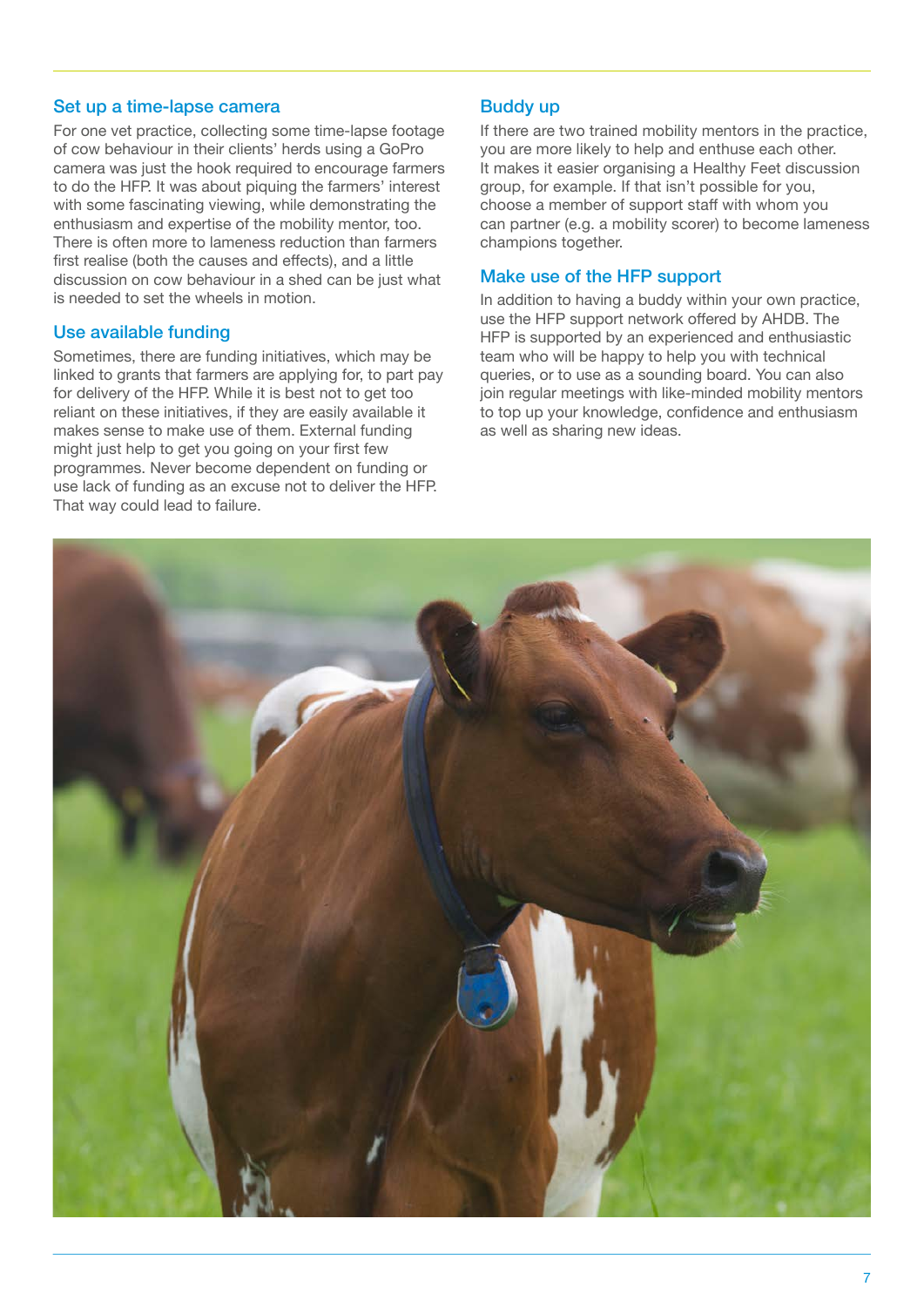## Set up a time-lapse camera

For one vet practice, collecting some time-lapse footage of cow behaviour in their clients' herds using a GoPro camera was just the hook required to encourage farmers to do the HFP. It was about piquing the farmers' interest with some fascinating viewing, while demonstrating the enthusiasm and expertise of the mobility mentor, too. There is often more to lameness reduction than farmers first realise (both the causes and effects), and a little discussion on cow behaviour in a shed can be just what is needed to set the wheels in motion.

## Use available funding

Sometimes, there are funding initiatives, which may be linked to grants that farmers are applying for, to part pay for delivery of the HFP. While it is best not to get too reliant on these initiatives, if they are easily available it makes sense to make use of them. External funding might just help to get you going on your first few programmes. Never become dependent on funding or use lack of funding as an excuse not to deliver the HFP. That way could lead to failure.

## Buddy up

If there are two trained mobility mentors in the practice, you are more likely to help and enthuse each other. It makes it easier organising a Healthy Feet discussion group, for example. If that isn't possible for you, choose a member of support staff with whom you can partner (e.g. a mobility scorer) to become lameness champions together.

## Make use of the HFP support

In addition to having a buddy within your own practice, use the HFP support network offered by AHDB. The HFP is supported by an experienced and enthusiastic team who will be happy to help you with technical queries, or to use as a sounding board. You can also join regular meetings with like-minded mobility mentors to top up your knowledge, confidence and enthusiasm as well as sharing new ideas.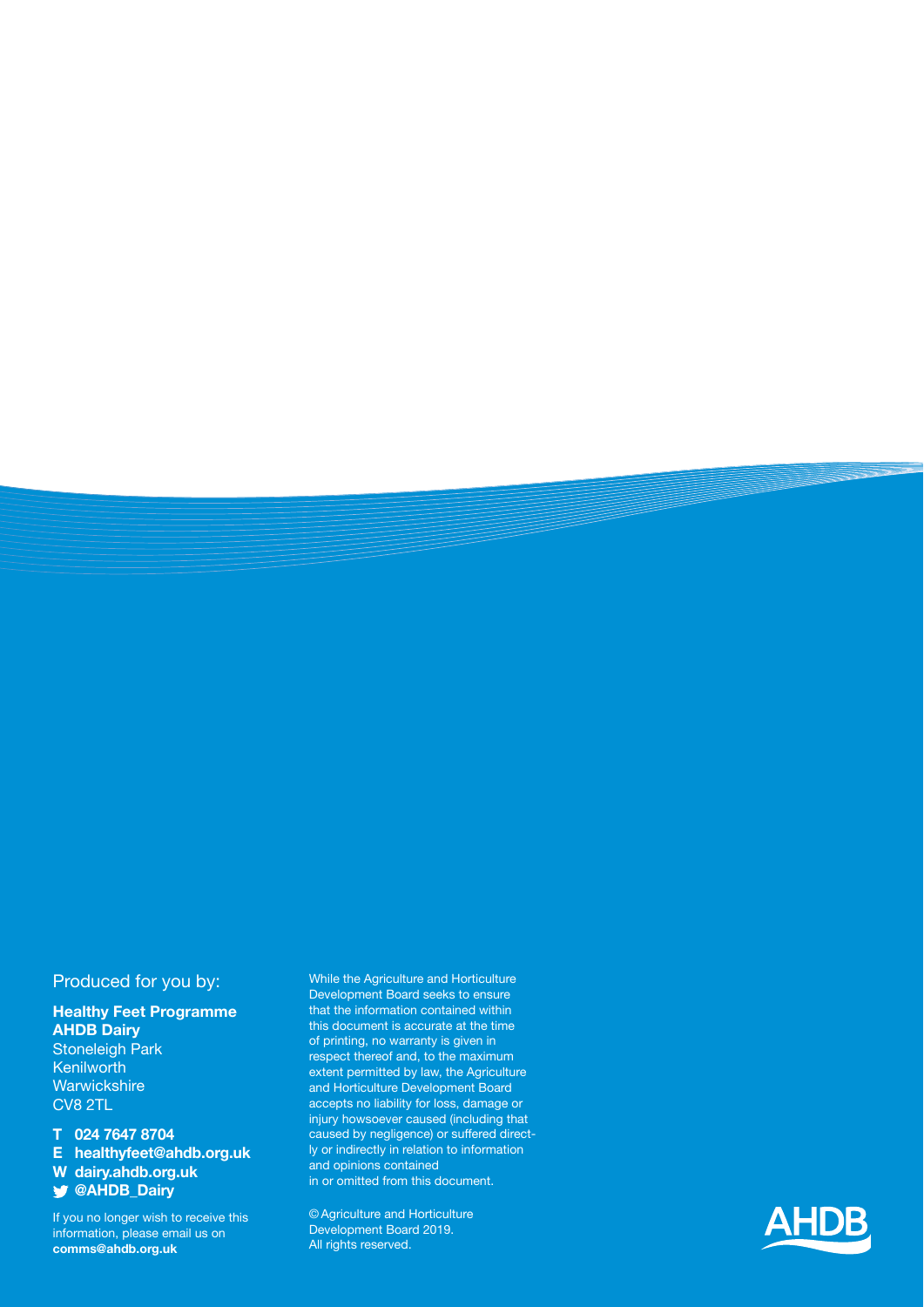Produced for you by:

**Healthy Feet Programme**
**AHDB Dairy**
Stoneleigh Park
Kenilworth
Warwickshire
CV8 2TL

**T 024 7647 8704**
**E healthyfeet@ahdb.org.uk**
**W dairy.ahdb.org.uk**
**@AHDB_Dairy**

If you no longer wish to receive this information, please email us on **comms@ahdb.org.uk**

While the Agriculture and Horticulture Development Board seeks to ensure that the information contained within this document is accurate at the time of printing, no warranty is given in respect thereof and, to the maximum extent permitted by law, the Agriculture and Horticulture Development Board accepts no liability for loss, damage or injury howsoever caused (including that caused by negligence) or suffered directly or indirectly in relation to information and opinions contained in or omitted from this document.

© Agriculture and Horticulture Development Board 2019. All rights reserved.

AHDB